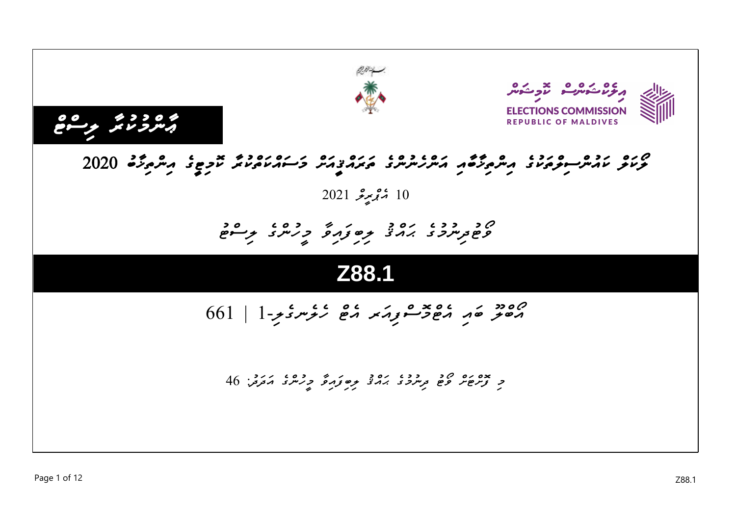ދިވެހިރާއްޖޭގެ އިލެކްޝަންސް ކޮމިޝަން

ELECTIONS COMMISSION
REPUBLIC OF MALDIVES

އާންމުކުރާ ލިސްޓު

# ލޯކަލް ކައުންސިލްތަކުގެ އިންތިޚާބާއި އަންހެނުންގެ ތަރައްޤީއަށް މަސައްކަތްކުރާ ކޮމިޓީގެ އިންތިޚާބު 2020

10 އޮގަސްޓް 2021

ވޯޓުދިނުމުގެ ހައްޤު ލިބިފައިވާ މީހުންގެ ލިސްޓު

# Z88.1

އެބޮޑު ބައި އެބަރާސްތީއަރ އެބް ހެލްނިގެލި-1 | 661

މި ފޮށްޓަށް ވޯޓު ދިނުމުގެ ހައްޤު ލިބިފައިވާ މީހުންގެ އަދަދު: 46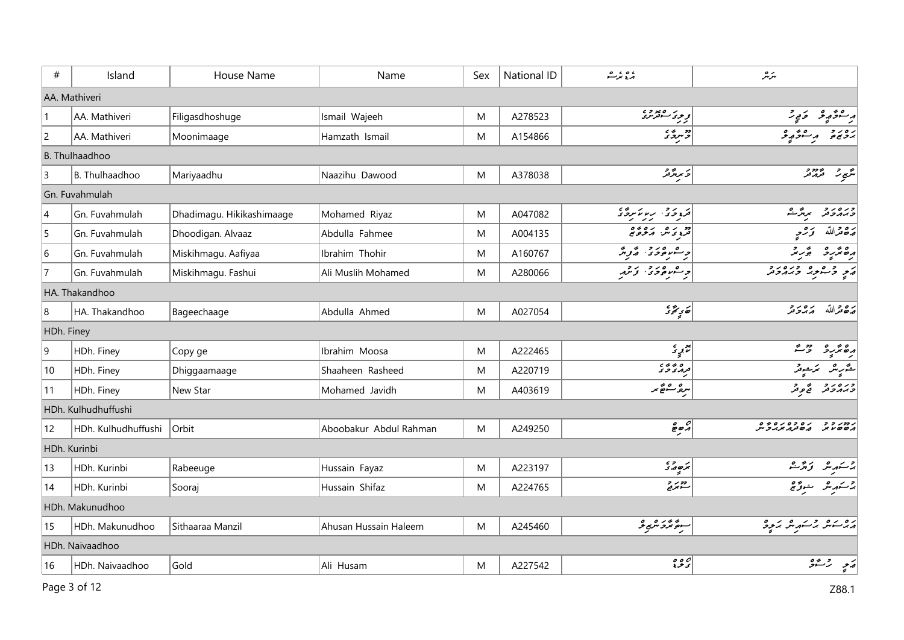| # | Island | House Name | Name | Sex | National ID | ދާއިރާ | ނަން |
|---|---|---|---|---|---|---|---|
| AA. Mathiveri | | | | | | | |
| 1 | AA. Mathiveri | Filigasdhoshuge | Ismail Wajeeh | M | A278523 | ފިލިގަސްދޮށުގެ | އިސްމާއީލް ވަޖީހު |
| 2 | AA. Mathiveri | Moonimaage | Hamzath Ismail | M | A154866 | މޫނިމާގެ | ހަމްޒަތު އިސްމާއީލް |
| B. Thulhaadhoo | | | | | | | |
| 3 | B. Thulhaadhoo | Mariyaadhu | Naazihu Dawood | M | A378038 | މަރިޔާދު | ނާޒިހު ދާއޫދު |
| Gn. Fuvahmulah | | | | | | | |
| 4 | Gn. Fuvahmulah | Dhadimagu. Hikikashimaage | Mohamed Riyaz | M | A047082 | ދަޑިމަގު. ހިކިކަށިމާގެ | މުހައްމަދު ރިޔާޒް |
| 5 | Gn. Fuvahmulah | Dhoodigan. Alvaaz | Abdulla Fahmee | M | A004135 | ދޫޑިގަން. އަލްވާޒް | އަބްދުﷲ ފަހުމީ |
| 6 | Gn. Fuvahmulah | Miskihmagu. Aafiyaa | Ibrahim Thohir | M | A160767 | މިސްކިއްމަގު. އާފިޔާ | އިބްރާހީމް ޠާހިރު |
| 7 | Gn. Fuvahmulah | Miskihmagu. Fashui | Ali Muslih Mohamed | M | A280066 | މިސްކިއްމަގު. ފަށުއި | އަލި މުސްލިހު މުހައްމަދު |
| HA. Thakandhoo | | | | | | | |
| 8 | HA. Thakandhoo | Bageechaage | Abdulla Ahmed | M | A027054 | ބަގީޗާގެ | އަބްދުﷲ އަހުމަދު |
| HDh. Finey | | | | | | | |
| 9 | HDh. Finey | Copy ge | Ibrahim Moosa | M | A222465 | ކޮޕީގެ | އިބްރާހީމް މޫސާ |
| 10 | HDh. Finey | Dhiggaamaage | Shaaheen Rasheed | M | A220719 | ދިއްގާމާގެ | ޝާހިން ރަޝީދު |
| 11 | HDh. Finey | New Star | Mohamed Javidh | M | A403619 | ނިއުސްޓާރ | މުހައްމަދު ޖާވިދު |
| HDh. Kulhudhuffushi | | | | | | | |
| 12 | HDh. Kulhudhuffushi | Orbit | Aboobakur Abdul Rahman | M | A249250 | އޯބިޓް | އަބޫބަކުރު އަބްދުއްރަޙްމާން |
| HDh. Kurinbi | | | | | | | |
| 13 | HDh. Kurinbi | Rabeeuge | Hussain Fayaz | M | A223197 | ރަބީއުގެ | ހުސައިން ފަޔާޒް |
| 14 | HDh. Kurinbi | Sooraj | Hussain Shifaz | M | A224765 | ސޫރަޖ | ހުސައިން ޝިފާޒް |
| HDh. Makunudhoo | | | | | | | |
| 15 | HDh. Makunudhoo | Sithaaraa Manzil | Ahusan Hussain Haleem | M | A245460 | ސިތާރާމަންޒިލް | އަހުސަން ހުސައިން ހަލީމް |
| HDh. Naivaadhoo | | | | | | | |
| 16 | HDh. Naivaadhoo | Gold | Ali Husam | M | A227542 | ގޯލްޑް | އަލި ހުސާމް |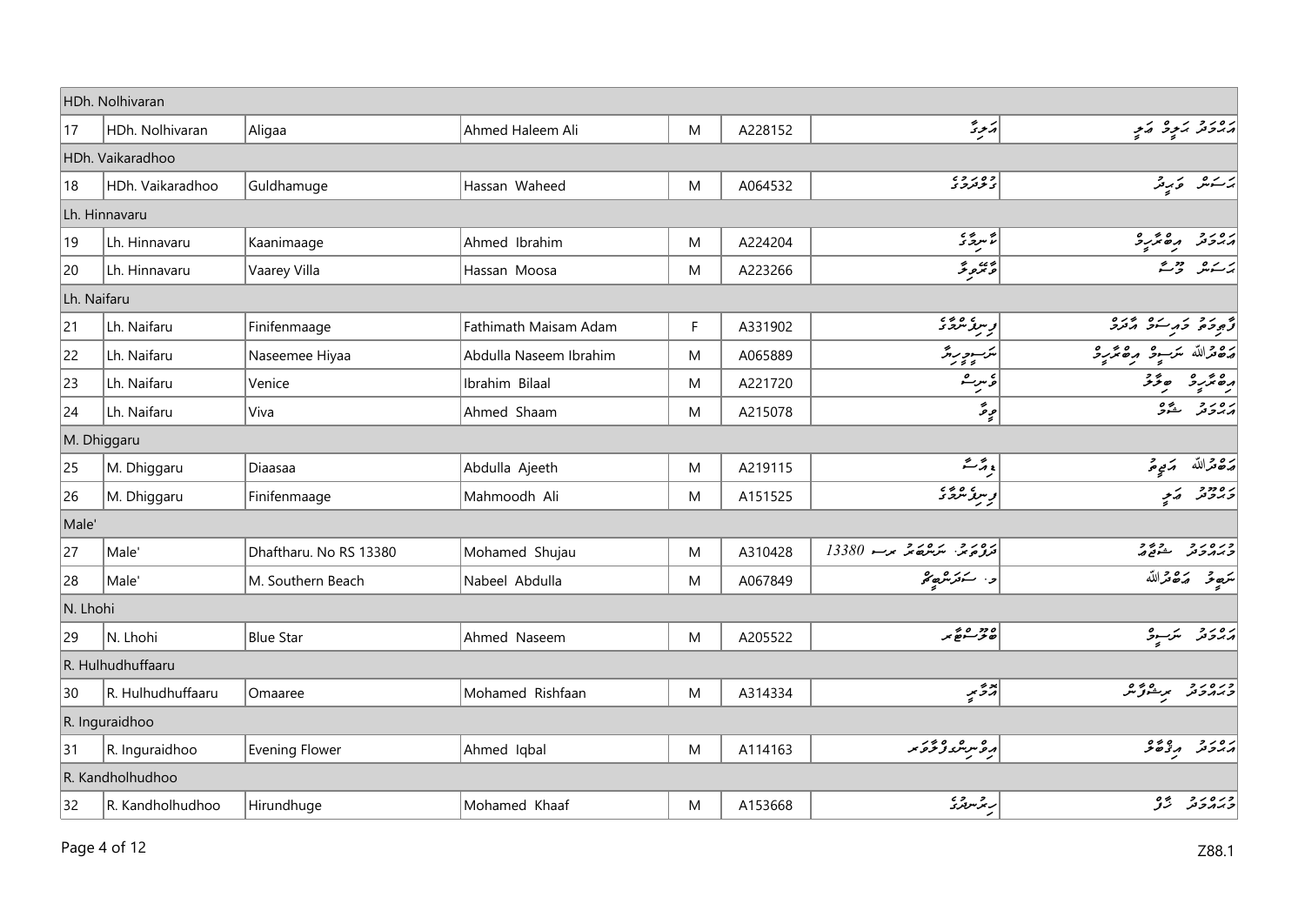| | | | | | | | |
|---|---|---|---|---|---|---|---|
| HDh. Nolhivaran | | | | | | | |
| 17 | HDh. Nolhivaran | Aligaa | Ahmed Haleem Ali | M | A228152 | އަލިގާ | އަޙްމަދު ހަލީމް އަލި |
| HDh. Vaikaradhoo | | | | | | | |
| 18 | HDh. Vaikaradhoo | Guldhamuge | Hassan Waheed | M | A064532 | ގުލްދަމުގެ | ހަސަން ވަޙީދު |
| Lh. Hinnavaru | | | | | | | |
| 19 | Lh. Hinnavaru | Kaanimaage | Ahmed Ibrahim | M | A224204 | ކާނިމާގެ | އަޙްމަދު އިބްރާހީމް |
| 20 | Lh. Hinnavaru | Vaarey Villa | Hassan Moosa | M | A223266 | ވާރޭވިލާ | ހަސަން މޫސާ |
| Lh. Naifaru | | | | | | | |
| 21 | Lh. Naifaru | Finifenmaage | Fathimath Maisam Adam | F | A331902 | ފިނިފެންމާގެ | ފާތިމަތު މައިސަމް އާދަމް |
| 22 | Lh. Naifaru | Naseemee Hiyaa | Abdulla Naseem Ibrahim | M | A065889 | ނަސީމީހިޔާ | އަބްދުﷲ ނަސީމް އިބްރާހީމް |
| 23 | Lh. Naifaru | Venice | Ibrahim Bilaal | M | A221720 | ވެނިސް | އިބްރާހީމް ބިލާލް |
| 24 | Lh. Naifaru | Viva | Ahmed Shaam | M | A215078 | ވިވާ | އަޙްމަދު ޝާމް |
| M. Dhiggaru | | | | | | | |
| 25 | M. Dhiggaru | Diaasaa | Abdulla Ajeeth | M | A219115 | ދިއާސާ | އަބްދުﷲ އަޖީތު |
| 26 | M. Dhiggaru | Finifenmaage | Mahmoodh Ali | M | A151525 | ފިނިފެންމާގެ | މަޙްމޫދު އަލި |
| Male' | | | | | | | |
| 27 | Male' | Dhaftharu. No RS 13380 | Mohamed Shujau | M | A310428 | ދަފްތަރު. ނަންބަރު ރސ 13380 | މުޙައްމަދު ޝުޖާއު |
| 28 | Male' | M. Southern Beach | Nabeel Abdulla | M | A067849 | މ. ސަދަރންބީޗް | ނަބީލް އަބްދުﷲ |
| N. Lhohi | | | | | | | |
| 29 | N. Lhohi | Blue Star | Ahmed Naseem | M | A205522 | ބްލޫސްޓާރ | އަޙްމަދު ނަސީމް |
| R. Hulhudhuffaaru | | | | | | | |
| 30 | R. Hulhudhuffaaru | Omaaree | Mohamed Rishfaan | M | A314334 | އޮމާރީ | މުޙައްމަދު ރިޝްފާން |
| R. Inguraidhoo | | | | | | | |
| 31 | R. Inguraidhoo | Evening Flower | Ahmed Iqbal | M | A114163 | އިވިނިންގފްލާވަރ | އަޙްމަދު އިքބާލް |
| R. Kandholhudhoo | | | | | | | |
| 32 | R. Kandholhudhoo | Hirundhuge | Mohamed Khaaf | M | A153668 | ހިރުންދުގެ | މުޙައްމަދު ޚާފް |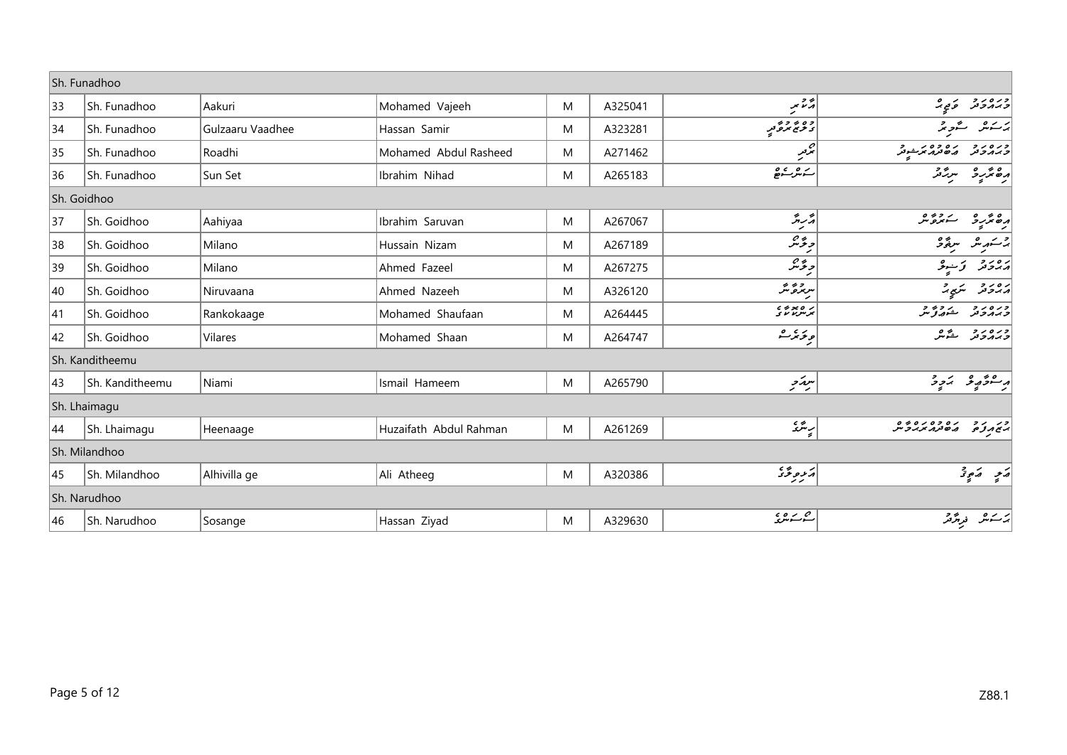| | | | | | | | |
|---|---|---|---|---|---|---|---|
| Sh. Funadhoo | | | | | | | |
| 33 | Sh. Funadhoo | Aakuri | Mohamed Vajeeh | M | A325041 | އާކުރި | މުހައްމަދު ވަޖީހު |
| 34 | Sh. Funadhoo | Gulzaaru Vaadhee | Hassan Samir | M | A323281 | ގުލްޒާރުވާދީ | ހަސަން ސާމިރު |
| 35 | Sh. Funadhoo | Roadhi | Mohamed Abdul Rasheed | M | A271462 | ރޯދި | މުހައްމަދު އަބްދުއްރަޝީދު |
| 36 | Sh. Funadhoo | Sun Set | Ibrahim Nihad | M | A265183 | ސަންސެޓް | އިބްރާހީމް ނިހާދު |
| Sh. Goidhoo | | | | | | | |
| 37 | Sh. Goidhoo | Aahiyaa | Ibrahim Saruvan | M | A267067 | އާހިޔާ | އިބްރާހީމް ސަރުވާން |
| 38 | Sh. Goidhoo | Milano | Hussain Nizam | M | A267189 | މިލާނޯ | ހުސައިން ނިޒާމް |
| 39 | Sh. Goidhoo | Milano | Ahmed Fazeel | M | A267275 | މިލާނޯ | އަހްމަދު ފަޒީލް |
| 40 | Sh. Goidhoo | Niruvaana | Ahmed Nazeeh | M | A326120 | ނިރުވާނާ | އަހްމަދު ނަޒީހު |
| 41 | Sh. Goidhoo | Rankokaage | Mohamed Shaufaan | M | A264445 | ރަންކޮކާގެ | މުހައްމަދު ޝައުފާން |
| 42 | Sh. Goidhoo | Vilares | Mohamed Shaan | M | A264747 | ވިލަރެސް | މުހައްމަދު ޝާން |
| Sh. Kanditheemu | | | | | | | |
| 43 | Sh. Kanditheemu | Niami | Ismail Hameem | M | A265790 | ނިއަމި | އިސްމާއީލް ހަމީމް |
| Sh. Lhaimagu | | | | | | | |
| 44 | Sh. Lhaimagu | Heenaage | Huzaifath Abdul Rahman | M | A261269 | ހީނާގެ | ހުޒައިފަތު އަބްދުއްރަހްމާން |
| Sh. Milandhoo | | | | | | | |
| 45 | Sh. Milandhoo | Alhivilla ge | Ali Atheeg | M | A320386 | އަޅިވިލާގެ | އަލި އަތީޤު |
| Sh. Narudhoo | | | | | | | |
| 46 | Sh. Narudhoo | Sosange | Hassan Ziyad | M | A329630 | ސޯސަންގެ | ހަސަން ޒިޔާދު |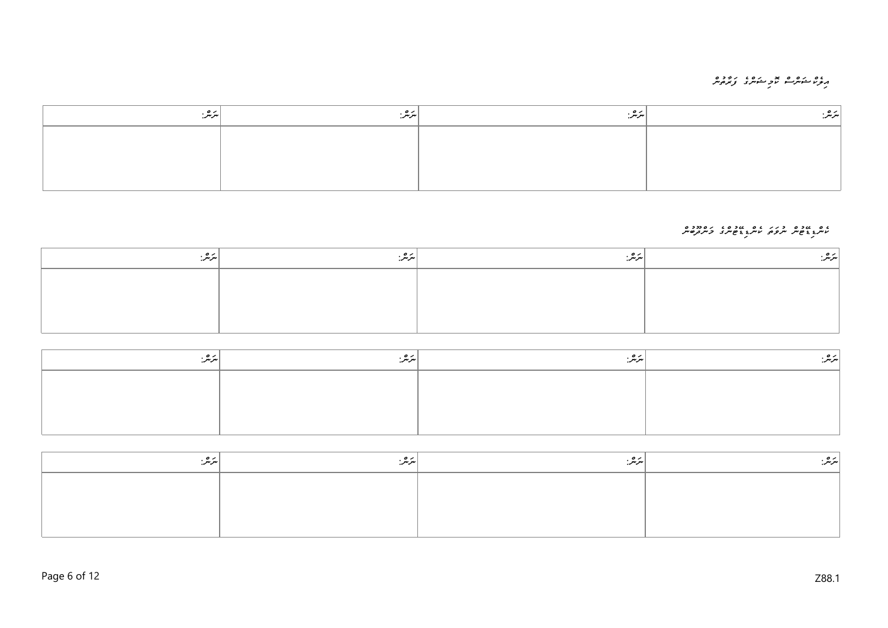# ދިވެހިރާއްޖޭގެ ރަޖިސްޓްރީ ކުރެވިފައިވާ ކަނޑުދަތުރުކުރާ އުޅަނދުތަކުގެ ރަޖިސްޓްރީ

| ނަންބަރު: | ނަންބަރު: | ނަންބަރު: | ނަންބަރު: |
|---|---|---|---|
| | | | |

## ކެބިނެޓުގެ ނުވަތަ އަންހެނުންގެ ވަޒީފާތައް

| ނަންބަރު: | ނަންބަރު: | ނަންބަރު: | ނަންބަރު: |
|---|---|---|---|
| | | | |

| ނަންބަރު: | ނަންބަރު: | ނަންބަރު: | ނަންބަރު: |
|---|---|---|---|
| | | | |

| ނަންބަރު: | ނަންބަރު: | ނަންބަރު: | ނަންބަރު: |
|---|---|---|---|
| | | | |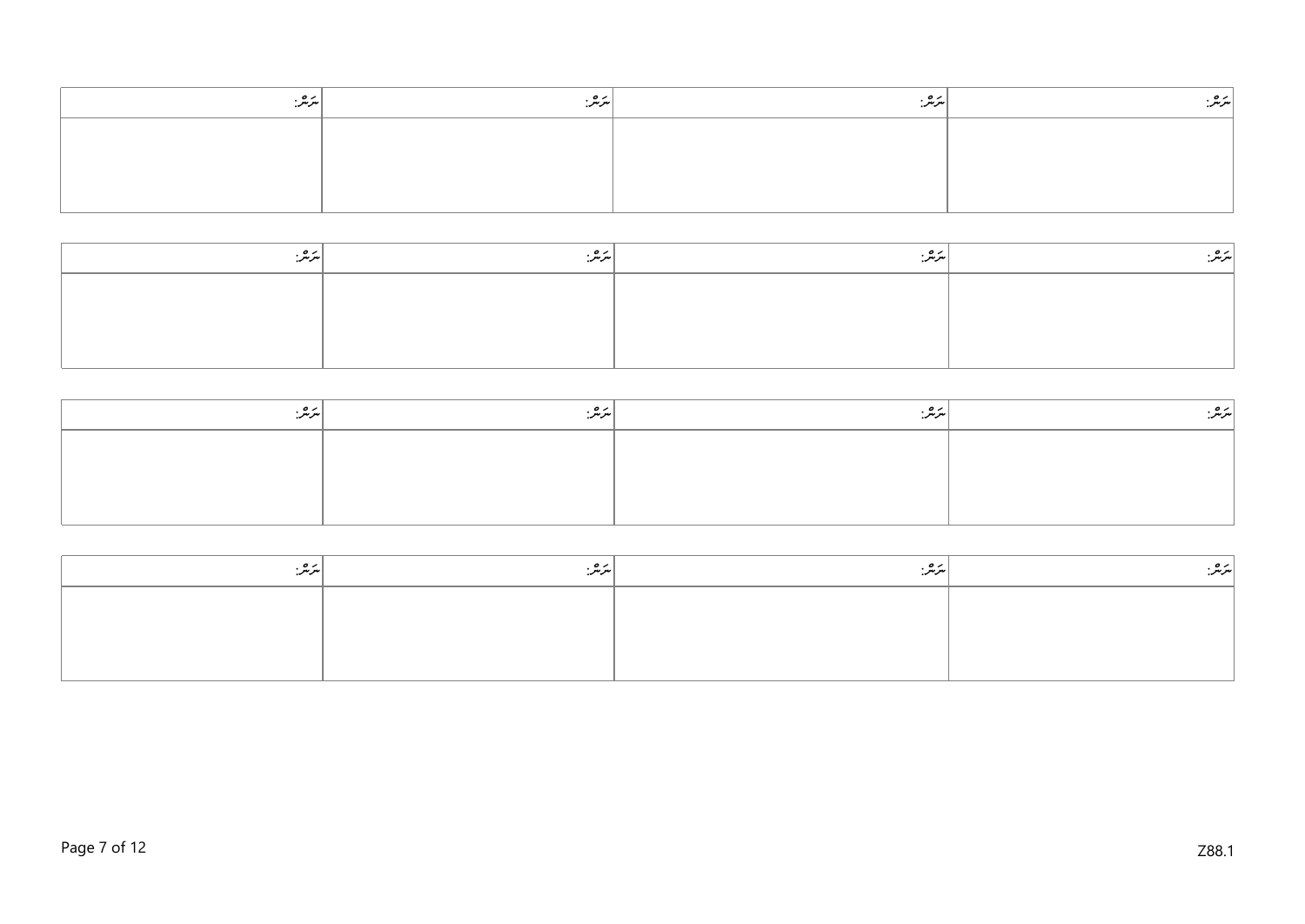| ،ترتو: | ،ترتو: | ،ترتو: | ،ترتو: |
| --- | --- | --- | --- |
| | | | |

| ،ترتو: | ،ترتو: | ،ترتو: | ،ترتو: |
| --- | --- | --- | --- |
| | | | |

| ،ترتو: | ،ترتو: | ،ترتو: | ،ترتو: |
| --- | --- | --- | --- |
| | | | |

| ،ترتو: | ،ترتو: | ،ترتو: | ،ترتو: |
| --- | --- | --- | --- |
| | | | |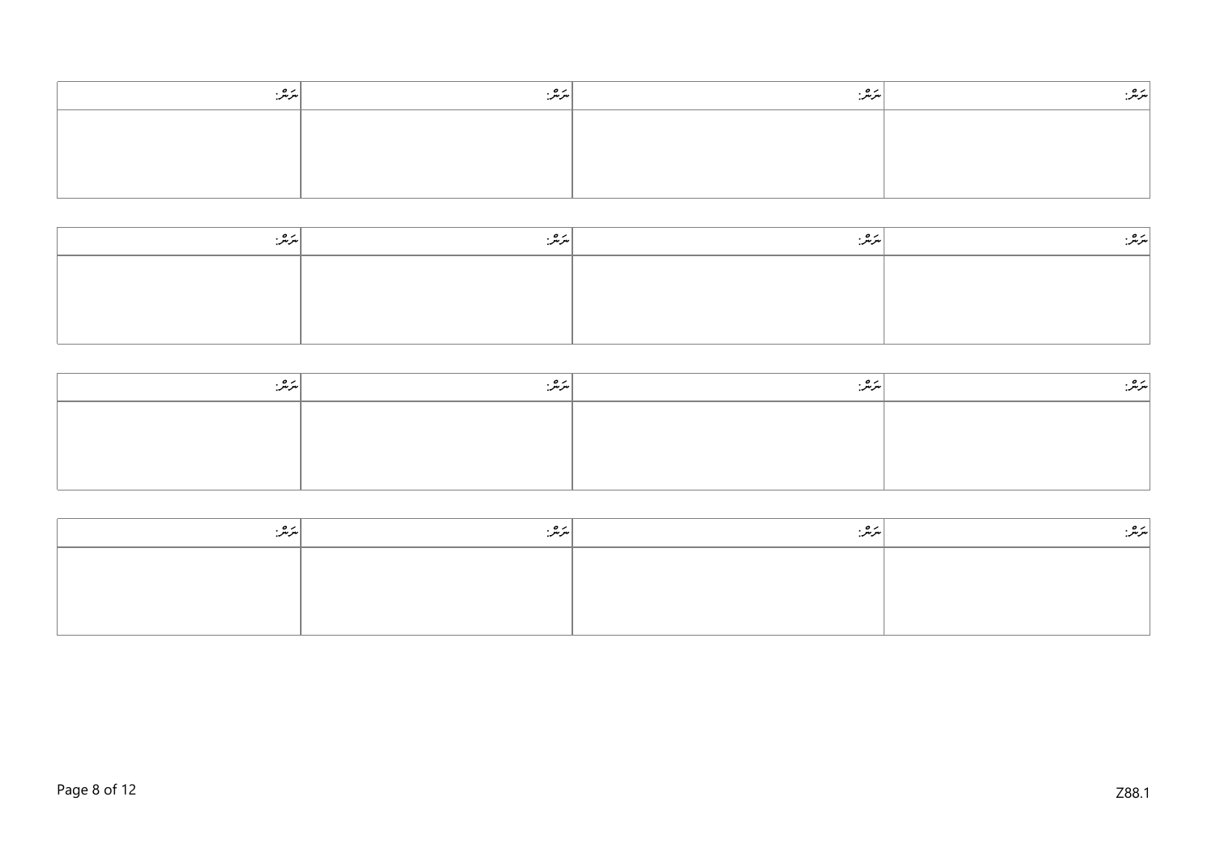| ނަންބަރ: | ނަންބަރ: | ނަންބަރ: | ނަންބަރ: |
|---|---|---|---|
| | | | |

| ނަންބަރ: | ނަންބަރ: | ނަންބަރ: | ނަންބަރ: |
|---|---|---|---|
| | | | |

| ނަންބަރ: | ނަންބަރ: | ނަންބަރ: | ނަންބަރ: |
|---|---|---|---|
| | | | |

| ނަންބަރ: | ނަންބަރ: | ނަންބަރ: | ނަންބަރ: |
|---|---|---|---|
| | | | |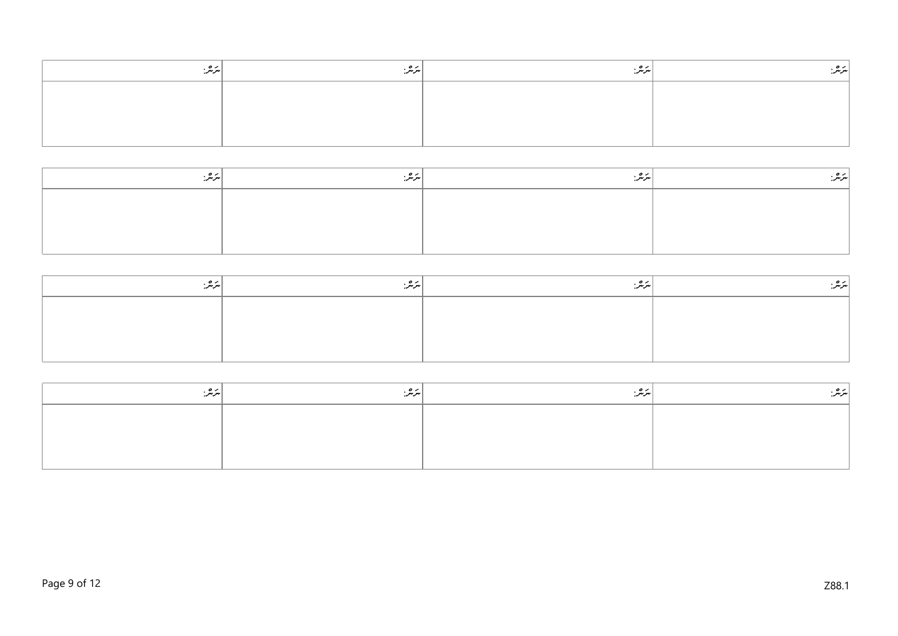| ނަރުދ: | ނަރުދ: | ނަރުދ: | ނަރުދ: |
| --- | --- | --- | --- |
| | | | |

| ނަރުދ: | ނަރުދ: | ނަރުދ: | ނަރުދ: |
| --- | --- | --- | --- |
| | | | |

| ނަރުދ: | ނަރުދ: | ނަރުދ: | ނަރުދ: |
| --- | --- | --- | --- |
| | | | |

| ނަރުދ: | ނަރުދ: | ނަރުދ: | ނަރުދ: |
| --- | --- | --- | --- |
| | | | |

Z88.1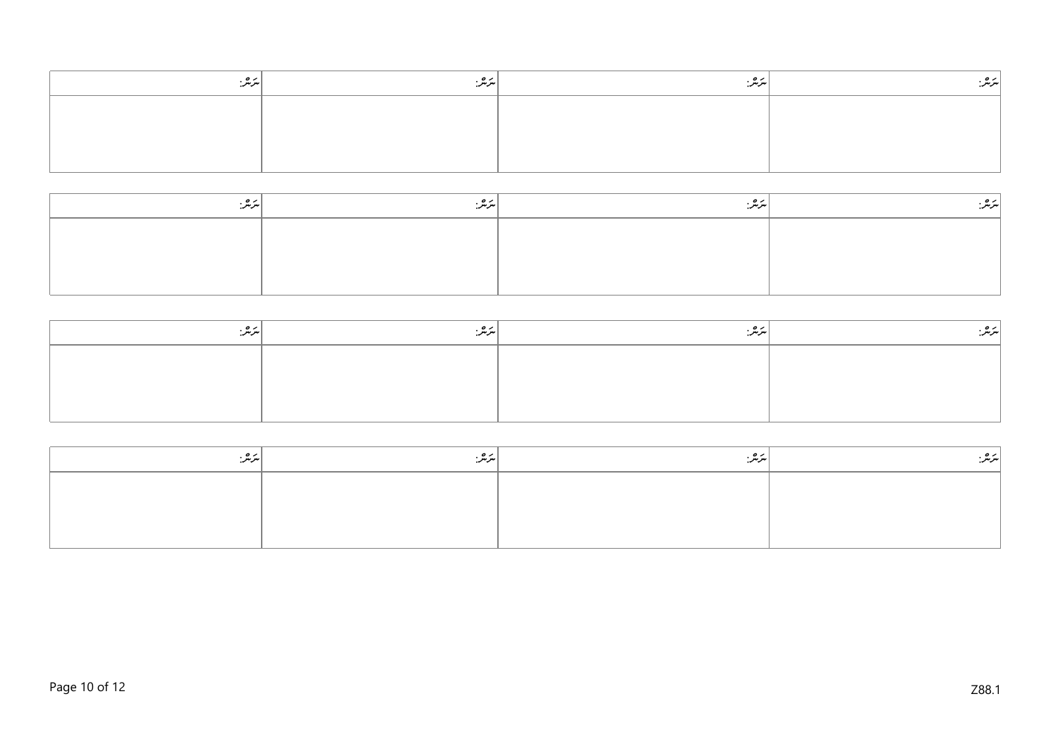| ނަރުދ: | ނަރުދ: | ނަރުދ: | ނަރުދ: |
| --- | --- | --- | --- |
| | | | |

| ނަރުދ: | ނަރުދ: | ނަރުދ: | ނަރުދ: |
| --- | --- | --- | --- |
| | | | |

| ނަރުދ: | ނަރުދ: | ނަރުދ: | ނަރުދ: |
| --- | --- | --- | --- |
| | | | |

| ނަރުދ: | ނަރުދ: | ނަރުދ: | ނަރުދ: |
| --- | --- | --- | --- |
| | | | |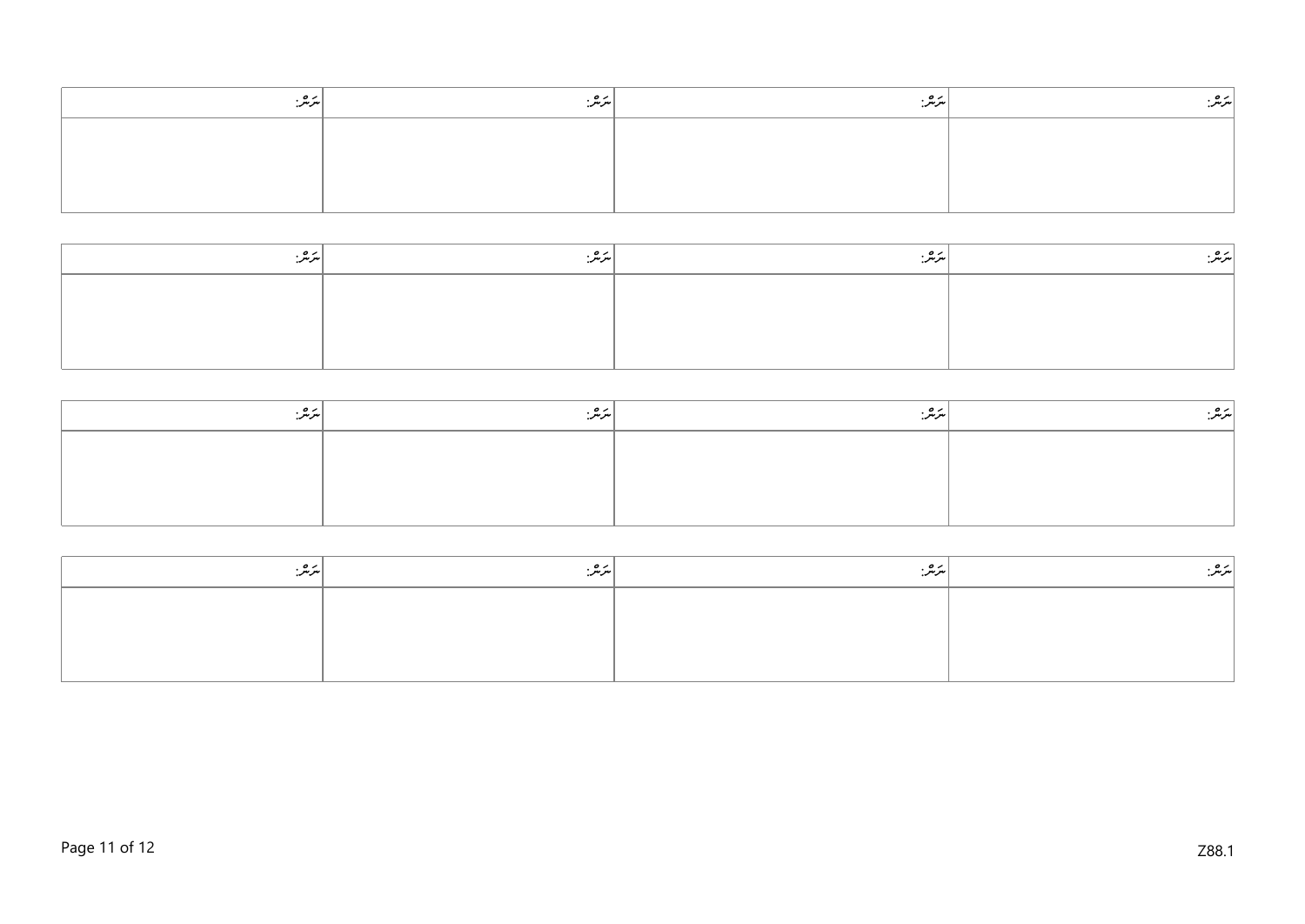| ނަރަދ: | ނަރަދ: | ނަރަދ: | ނަރަދ: |
| --- | --- | --- | --- |
| | | | |

| ނަރަދ: | ނަރަދ: | ނަރަދ: | ނަރަދ: |
| --- | --- | --- | --- |
| | | | |

| ނަރަދ: | ނަރަދ: | ނަރަދ: | ނަރަދ: |
| --- | --- | --- | --- |
| | | | |

| ނަރަދ: | ނަރަދ: | ނަރަދ: | ނަރަދ: |
| --- | --- | --- | --- |
| | | | |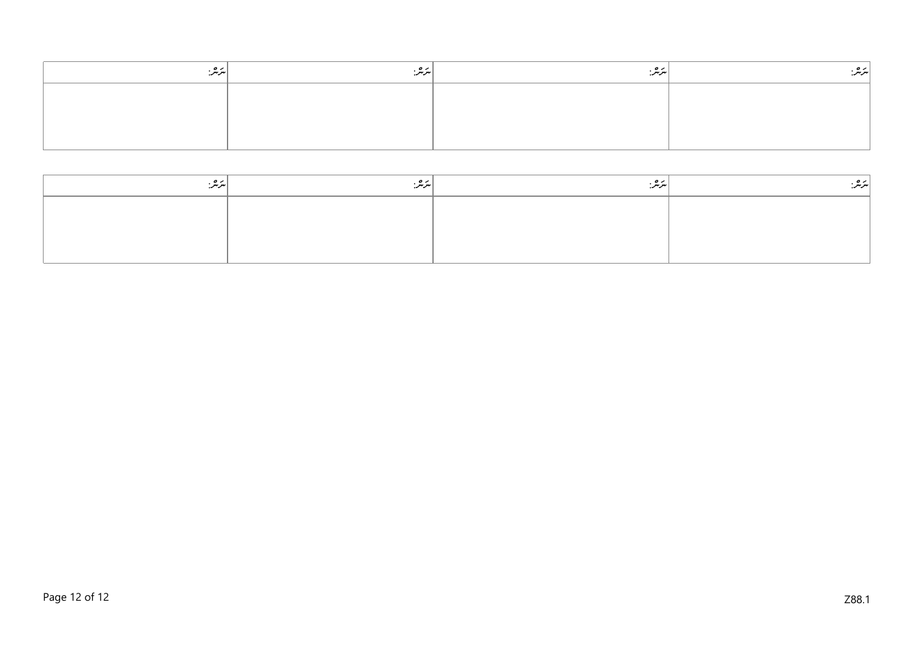| ﻿﻿ﺎﺳ ﺮﺷ: | ﻿﻿ﺎﺳ ﺮﺷ: | ﻿﻿ﺎﺳ ﺮﺷ: | ﻿﻿ﺎﺳ ﺮﺷ: |
| --- | --- | --- | --- |
| | | | |

| ﻿﻿ﺎﺳ ﺮﺷ: | ﻿﻿ﺎﺳ ﺮﺷ: | ﻿﻿ﺎﺳ ﺮﺷ: | ﻿﻿ﺎﺳ ﺮﺷ: |
| --- | --- | --- | --- |
| | | | |

Z88.1